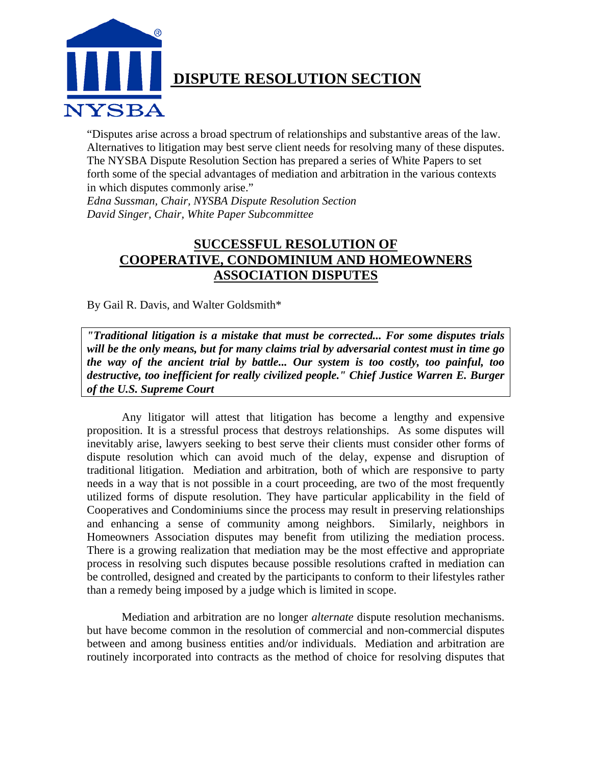# DISPUTE RESOLUTION SECTION

NYSBA

"Disputes arise across a broad spectrum of relationships and substantive areas of the law. Alternatives to litigation may best serve client needs for resolving many of these disputes. The NYSBA Dispute Resolution Section has prepared a series of White Papers to set forth some of the special advantages of mediation and arbitration in the various contexts in which disputes commonly arise."
*Edna Sussman, Chair, NYSBA Dispute Resolution Section*
*David Singer, Chair, White Paper Subcommittee*

## SUCCESSFUL RESOLUTION OF COOPERATIVE, CONDOMINIUM AND HOMEOWNERS ASSOCIATION DISPUTES

By Gail R. Davis, and Walter Goldsmith*

> ***"Traditional litigation is a mistake that must be corrected... For some disputes trials will be the only means, but for many claims trial by adversarial contest must in time go the way of the ancient trial by battle... Our system is too costly, too painful, too destructive, too inefficient for really civilized people." Chief Justice Warren E. Burger of the U.S. Supreme Court***

Any litigator will attest that litigation has become a lengthy and expensive proposition. It is a stressful process that destroys relationships. As some disputes will inevitably arise, lawyers seeking to best serve their clients must consider other forms of dispute resolution which can avoid much of the delay, expense and disruption of traditional litigation. Mediation and arbitration, both of which are responsive to party needs in a way that is not possible in a court proceeding, are two of the most frequently utilized forms of dispute resolution. They have particular applicability in the field of Cooperatives and Condominiums since the process may result in preserving relationships and enhancing a sense of community among neighbors. Similarly, neighbors in Homeowners Association disputes may benefit from utilizing the mediation process. There is a growing realization that mediation may be the most effective and appropriate process in resolving such disputes because possible resolutions crafted in mediation can be controlled, designed and created by the participants to conform to their lifestyles rather than a remedy being imposed by a judge which is limited in scope.

Mediation and arbitration are no longer *alternate* dispute resolution mechanisms. but have become common in the resolution of commercial and non-commercial disputes between and among business entities and/or individuals. Mediation and arbitration are routinely incorporated into contracts as the method of choice for resolving disputes that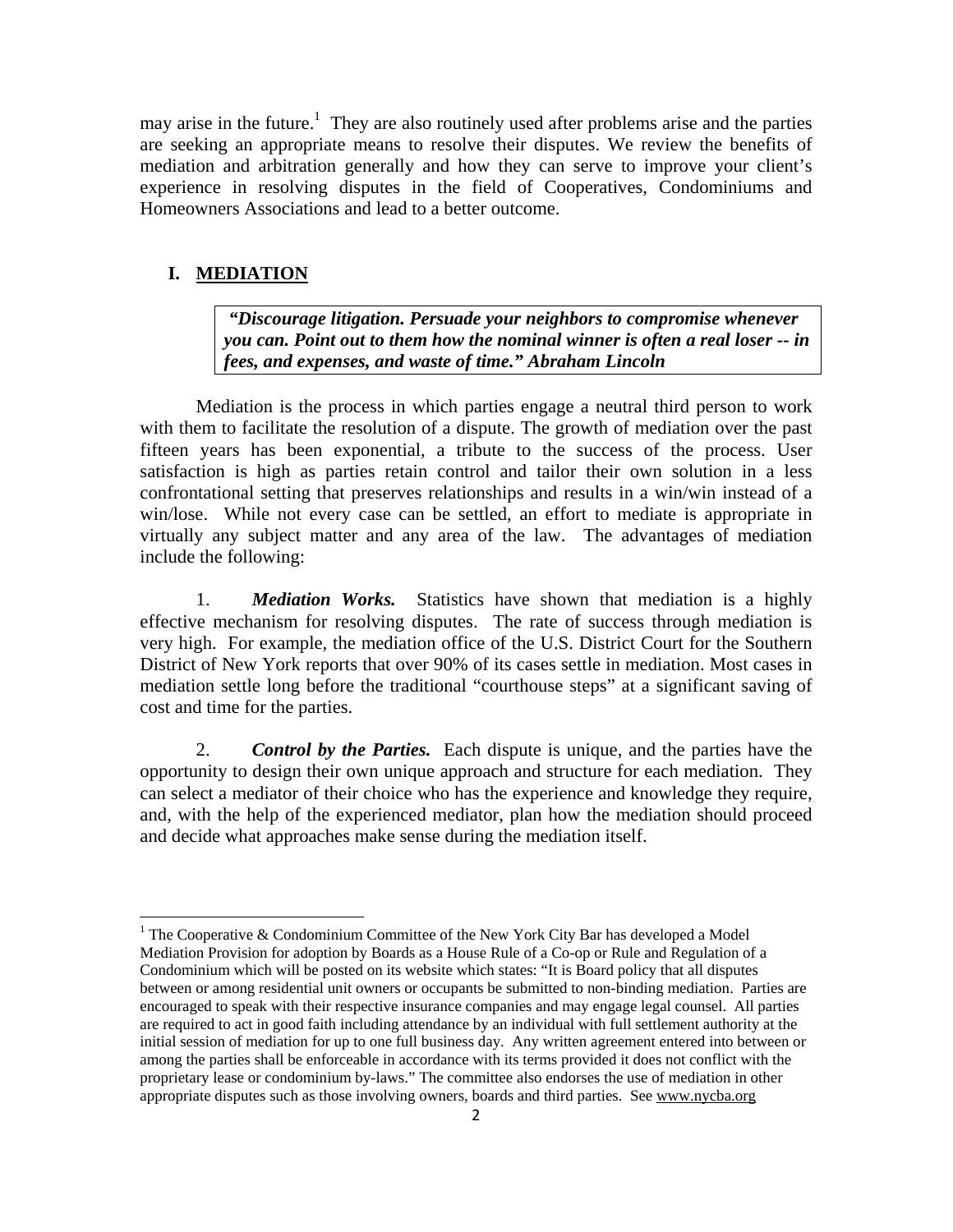may arise in the future.[1] They are also routinely used after problems arise and the parties are seeking an appropriate means to resolve their disputes. We review the benefits of mediation and arbitration generally and how they can serve to improve your client's experience in resolving disputes in the field of Cooperatives, Condominiums and Homeowners Associations and lead to a better outcome.

## I. MEDIATION

> ***"Discourage litigation. Persuade your neighbors to compromise whenever you can. Point out to them how the nominal winner is often a real loser -- in fees, and expenses, and waste of time." Abraham Lincoln***

Mediation is the process in which parties engage a neutral third person to work with them to facilitate the resolution of a dispute. The growth of mediation over the past fifteen years has been exponential, a tribute to the success of the process. User satisfaction is high as parties retain control and tailor their own solution in a less confrontational setting that preserves relationships and results in a win/win instead of a win/lose. While not every case can be settled, an effort to mediate is appropriate in virtually any subject matter and any area of the law. The advantages of mediation include the following:

1. ***Mediation Works.*** Statistics have shown that mediation is a highly effective mechanism for resolving disputes. The rate of success through mediation is very high. For example, the mediation office of the U.S. District Court for the Southern District of New York reports that over 90% of its cases settle in mediation. Most cases in mediation settle long before the traditional "courthouse steps" at a significant saving of cost and time for the parties.

2. ***Control by the Parties.*** Each dispute is unique, and the parties have the opportunity to design their own unique approach and structure for each mediation. They can select a mediator of their choice who has the experience and knowledge they require, and, with the help of the experienced mediator, plan how the mediation should proceed and decide what approaches make sense during the mediation itself.

---

[1] The Cooperative & Condominium Committee of the New York City Bar has developed a Model Mediation Provision for adoption by Boards as a House Rule of a Co-op or Rule and Regulation of a Condominium which will be posted on its website which states: "It is Board policy that all disputes between or among residential unit owners or occupants be submitted to non-binding mediation. Parties are encouraged to speak with their respective insurance companies and may engage legal counsel. All parties are required to act in good faith including attendance by an individual with full settlement authority at the initial session of mediation for up to one full business day. Any written agreement entered into between or among the parties shall be enforceable in accordance with its terms provided it does not conflict with the proprietary lease or condominium by-laws." The committee also endorses the use of mediation in other appropriate disputes such as those involving owners, boards and third parties. See www.nycba.org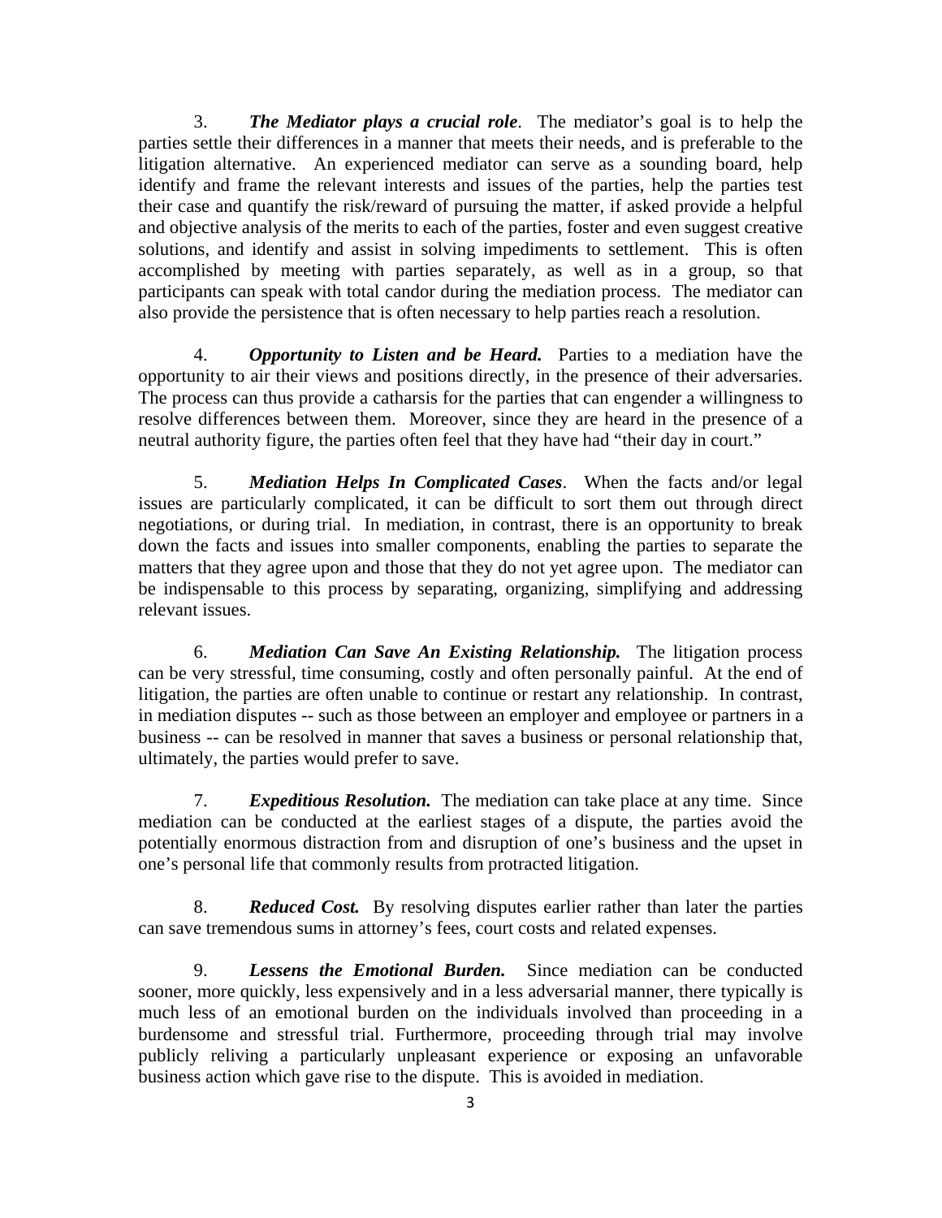3. ***The Mediator plays a crucial role***. The mediator's goal is to help the parties settle their differences in a manner that meets their needs, and is preferable to the litigation alternative. An experienced mediator can serve as a sounding board, help identify and frame the relevant interests and issues of the parties, help the parties test their case and quantify the risk/reward of pursuing the matter, if asked provide a helpful and objective analysis of the merits to each of the parties, foster and even suggest creative solutions, and identify and assist in solving impediments to settlement. This is often accomplished by meeting with parties separately, as well as in a group, so that participants can speak with total candor during the mediation process. The mediator can also provide the persistence that is often necessary to help parties reach a resolution.

4. ***Opportunity to Listen and be Heard.*** Parties to a mediation have the opportunity to air their views and positions directly, in the presence of their adversaries. The process can thus provide a catharsis for the parties that can engender a willingness to resolve differences between them. Moreover, since they are heard in the presence of a neutral authority figure, the parties often feel that they have had "their day in court."

5. ***Mediation Helps In Complicated Cases***. When the facts and/or legal issues are particularly complicated, it can be difficult to sort them out through direct negotiations, or during trial. In mediation, in contrast, there is an opportunity to break down the facts and issues into smaller components, enabling the parties to separate the matters that they agree upon and those that they do not yet agree upon. The mediator can be indispensable to this process by separating, organizing, simplifying and addressing relevant issues.

6. ***Mediation Can Save An Existing Relationship.*** The litigation process can be very stressful, time consuming, costly and often personally painful. At the end of litigation, the parties are often unable to continue or restart any relationship. In contrast, in mediation disputes -- such as those between an employer and employee or partners in a business -- can be resolved in manner that saves a business or personal relationship that, ultimately, the parties would prefer to save.

7. ***Expeditious Resolution.*** The mediation can take place at any time. Since mediation can be conducted at the earliest stages of a dispute, the parties avoid the potentially enormous distraction from and disruption of one's business and the upset in one's personal life that commonly results from protracted litigation.

8. ***Reduced Cost.*** By resolving disputes earlier rather than later the parties can save tremendous sums in attorney's fees, court costs and related expenses.

9. ***Lessens the Emotional Burden.*** Since mediation can be conducted sooner, more quickly, less expensively and in a less adversarial manner, there typically is much less of an emotional burden on the individuals involved than proceeding in a burdensome and stressful trial. Furthermore, proceeding through trial may involve publicly reliving a particularly unpleasant experience or exposing an unfavorable business action which gave rise to the dispute. This is avoided in mediation.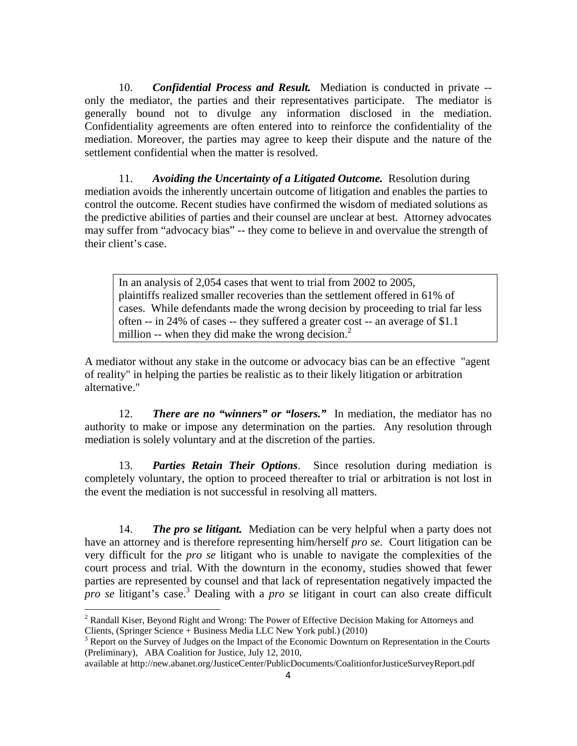10. ***Confidential Process and Result.*** Mediation is conducted in private -- only the mediator, the parties and their representatives participate. The mediator is generally bound not to divulge any information disclosed in the mediation. Confidentiality agreements are often entered into to reinforce the confidentiality of the mediation. Moreover, the parties may agree to keep their dispute and the nature of the settlement confidential when the matter is resolved.

11. ***Avoiding the Uncertainty of a Litigated Outcome.*** Resolution during mediation avoids the inherently uncertain outcome of litigation and enables the parties to control the outcome. Recent studies have confirmed the wisdom of mediated solutions as the predictive abilities of parties and their counsel are unclear at best. Attorney advocates may suffer from "advocacy bias" -- they come to believe in and overvalue the strength of their client's case.

> In an analysis of 2,054 cases that went to trial from 2002 to 2005, plaintiffs realized smaller recoveries than the settlement offered in 61% of cases. While defendants made the wrong decision by proceeding to trial far less often -- in 24% of cases -- they suffered a greater cost -- an average of $1.1 million -- when they did make the wrong decision.[2]

A mediator without any stake in the outcome or advocacy bias can be an effective "agent of reality" in helping the parties be realistic as to their likely litigation or arbitration alternative."

12. ***There are no "winners" or "losers."*** In mediation, the mediator has no authority to make or impose any determination on the parties. Any resolution through mediation is solely voluntary and at the discretion of the parties.

13. ***Parties Retain Their Options***. Since resolution during mediation is completely voluntary, the option to proceed thereafter to trial or arbitration is not lost in the event the mediation is not successful in resolving all matters.

14. ***The pro se litigant.*** Mediation can be very helpful when a party does not have an attorney and is therefore representing him/herself *pro se*. Court litigation can be very difficult for the *pro se* litigant who is unable to navigate the complexities of the court process and trial. With the downturn in the economy, studies showed that fewer parties are represented by counsel and that lack of representation negatively impacted the *pro se* litigant's case.[3] Dealing with a *pro se* litigant in court can also create difficult

---

[2] Randall Kiser, Beyond Right and Wrong: The Power of Effective Decision Making for Attorneys and Clients, (Springer Science + Business Media LLC New York publ.) (2010)

[3] Report on the Survey of Judges on the Impact of the Economic Downturn on Representation in the Courts (Preliminary), ABA Coalition for Justice, July 12, 2010, available at http://new.abanet.org/JusticeCenter/PublicDocuments/CoalitionforJusticeSurveyReport.pdf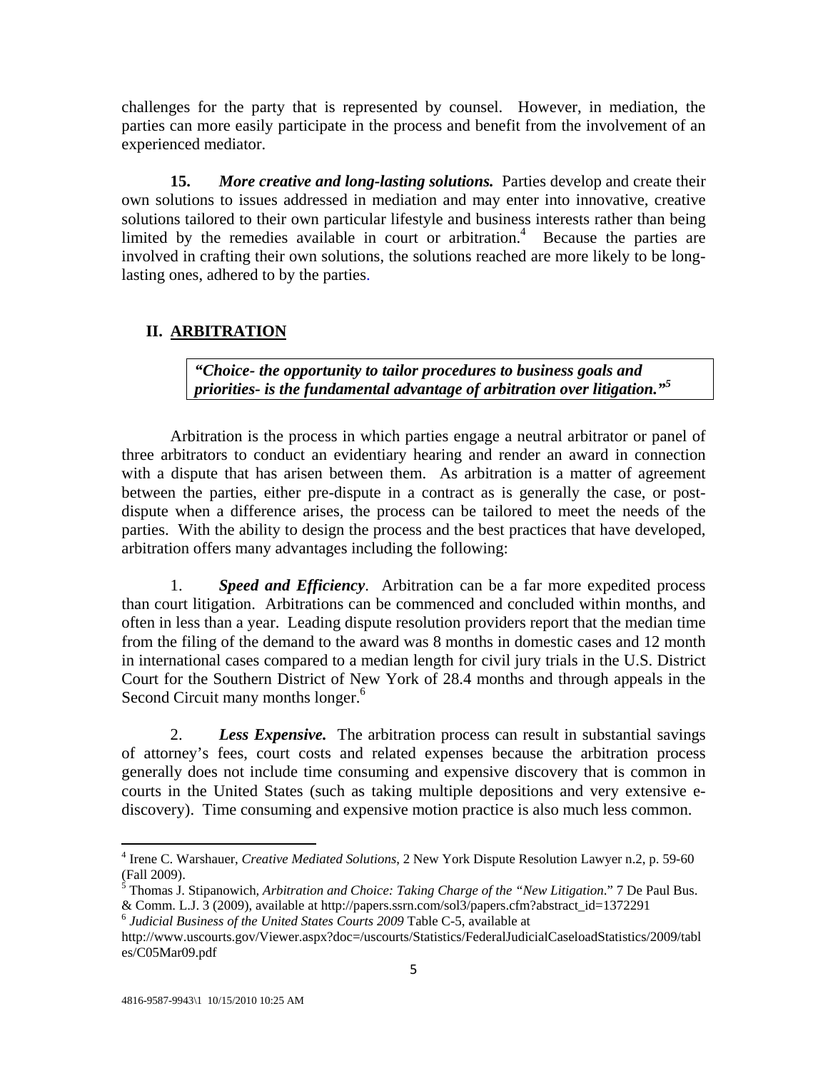challenges for the party that is represented by counsel. However, in mediation, the parties can more easily participate in the process and benefit from the involvement of an experienced mediator.

**15.** ***More creative and long-lasting solutions.*** Parties develop and create their own solutions to issues addressed in mediation and may enter into innovative, creative solutions tailored to their own particular lifestyle and business interests rather than being limited by the remedies available in court or arbitration.[4] Because the parties are involved in crafting their own solutions, the solutions reached are more likely to be long-lasting ones, adhered to by the parties.

## II. ARBITRATION

> ***"Choice- the opportunity to tailor procedures to business goals and priorities- is the fundamental advantage of arbitration over litigation."***[5]

Arbitration is the process in which parties engage a neutral arbitrator or panel of three arbitrators to conduct an evidentiary hearing and render an award in connection with a dispute that has arisen between them. As arbitration is a matter of agreement between the parties, either pre-dispute in a contract as is generally the case, or post-dispute when a difference arises, the process can be tailored to meet the needs of the parties. With the ability to design the process and the best practices that have developed, arbitration offers many advantages including the following:

1. ***Speed and Efficiency***. Arbitration can be a far more expedited process than court litigation. Arbitrations can be commenced and concluded within months, and often in less than a year. Leading dispute resolution providers report that the median time from the filing of the demand to the award was 8 months in domestic cases and 12 month in international cases compared to a median length for civil jury trials in the U.S. District Court for the Southern District of New York of 28.4 months and through appeals in the Second Circuit many months longer.[6]

2. ***Less Expensive.*** The arbitration process can result in substantial savings of attorney's fees, court costs and related expenses because the arbitration process generally does not include time consuming and expensive discovery that is common in courts in the United States (such as taking multiple depositions and very extensive e-discovery). Time consuming and expensive motion practice is also much less common.

---

[4] Irene C. Warshauer, *Creative Mediated Solutions*, 2 New York Dispute Resolution Lawyer n.2, p. 59-60 (Fall 2009).

[5] Thomas J. Stipanowich, *Arbitration and Choice: Taking Charge of the "New Litigation*." 7 De Paul Bus. & Comm. L.J. 3 (2009), available at http://papers.ssrn.com/sol3/papers.cfm?abstract_id=1372291

[6] *Judicial Business of the United States Courts 2009* Table C-5, available at http://www.uscourts.gov/Viewer.aspx?doc=/uscourts/Statistics/FederalJudicialCaseloadStatistics/2009/tables/C05Mar09.pdf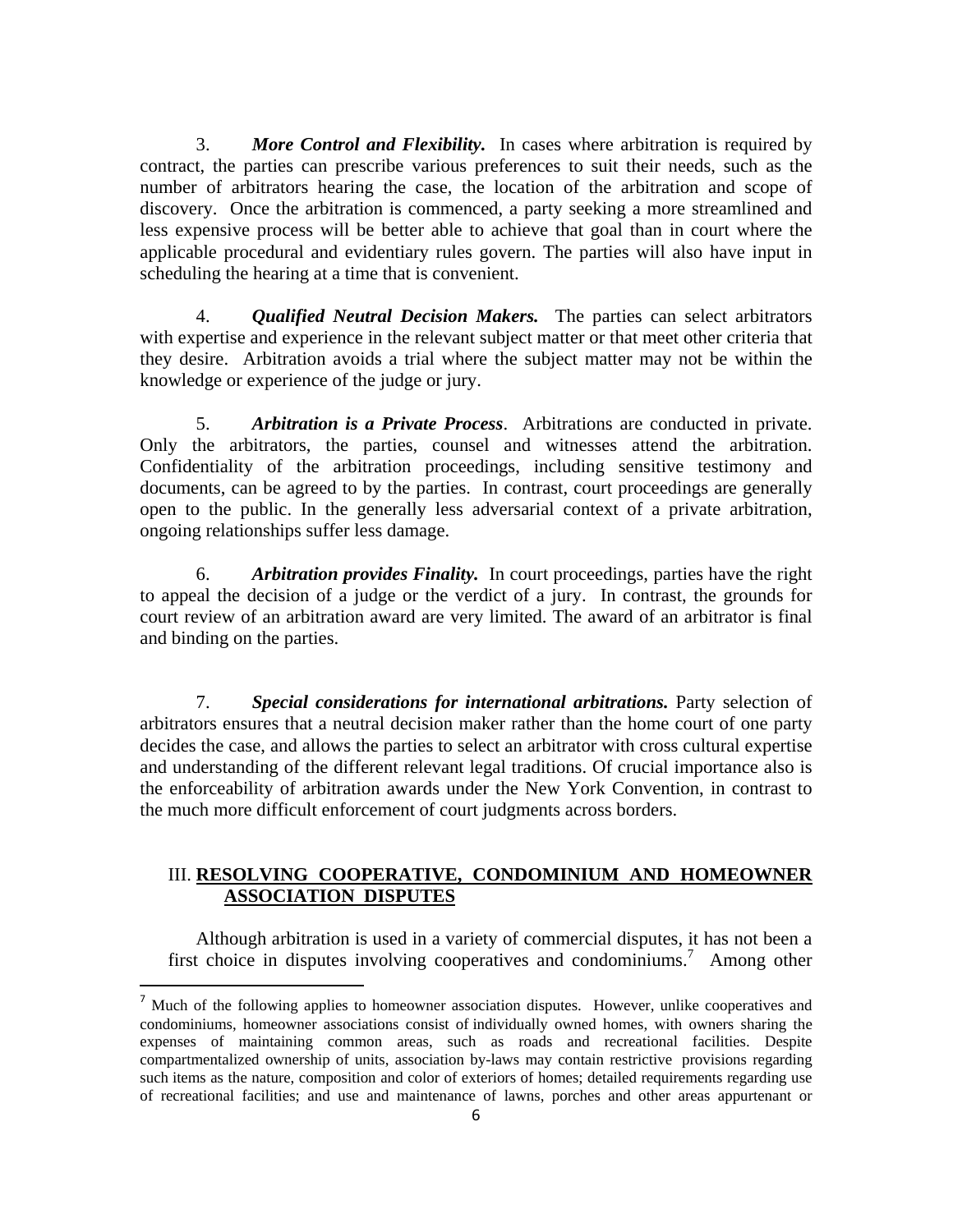3. ***More Control and Flexibility.*** In cases where arbitration is required by contract, the parties can prescribe various preferences to suit their needs, such as the number of arbitrators hearing the case, the location of the arbitration and scope of discovery. Once the arbitration is commenced, a party seeking a more streamlined and less expensive process will be better able to achieve that goal than in court where the applicable procedural and evidentiary rules govern. The parties will also have input in scheduling the hearing at a time that is convenient.

4. ***Qualified Neutral Decision Makers.*** The parties can select arbitrators with expertise and experience in the relevant subject matter or that meet other criteria that they desire. Arbitration avoids a trial where the subject matter may not be within the knowledge or experience of the judge or jury.

5. ***Arbitration is a Private Process***. Arbitrations are conducted in private. Only the arbitrators, the parties, counsel and witnesses attend the arbitration. Confidentiality of the arbitration proceedings, including sensitive testimony and documents, can be agreed to by the parties. In contrast, court proceedings are generally open to the public. In the generally less adversarial context of a private arbitration, ongoing relationships suffer less damage.

6. ***Arbitration provides Finality.*** In court proceedings, parties have the right to appeal the decision of a judge or the verdict of a jury. In contrast, the grounds for court review of an arbitration award are very limited. The award of an arbitrator is final and binding on the parties.

7. ***Special considerations for international arbitrations.*** Party selection of arbitrators ensures that a neutral decision maker rather than the home court of one party decides the case, and allows the parties to select an arbitrator with cross cultural expertise and understanding of the different relevant legal traditions. Of crucial importance also is the enforceability of arbitration awards under the New York Convention, in contrast to the much more difficult enforcement of court judgments across borders.

## III. RESOLVING COOPERATIVE, CONDOMINIUM AND HOMEOWNER ASSOCIATION DISPUTES

Although arbitration is used in a variety of commercial disputes, it has not been a first choice in disputes involving cooperatives and condominiums.[7] Among other

---

[7] Much of the following applies to homeowner association disputes. However, unlike cooperatives and condominiums, homeowner associations consist of individually owned homes, with owners sharing the expenses of maintaining common areas, such as roads and recreational facilities. Despite compartmentalized ownership of units, association by-laws may contain restrictive provisions regarding such items as the nature, composition and color of exteriors of homes; detailed requirements regarding use of recreational facilities; and use and maintenance of lawns, porches and other areas appurtenant or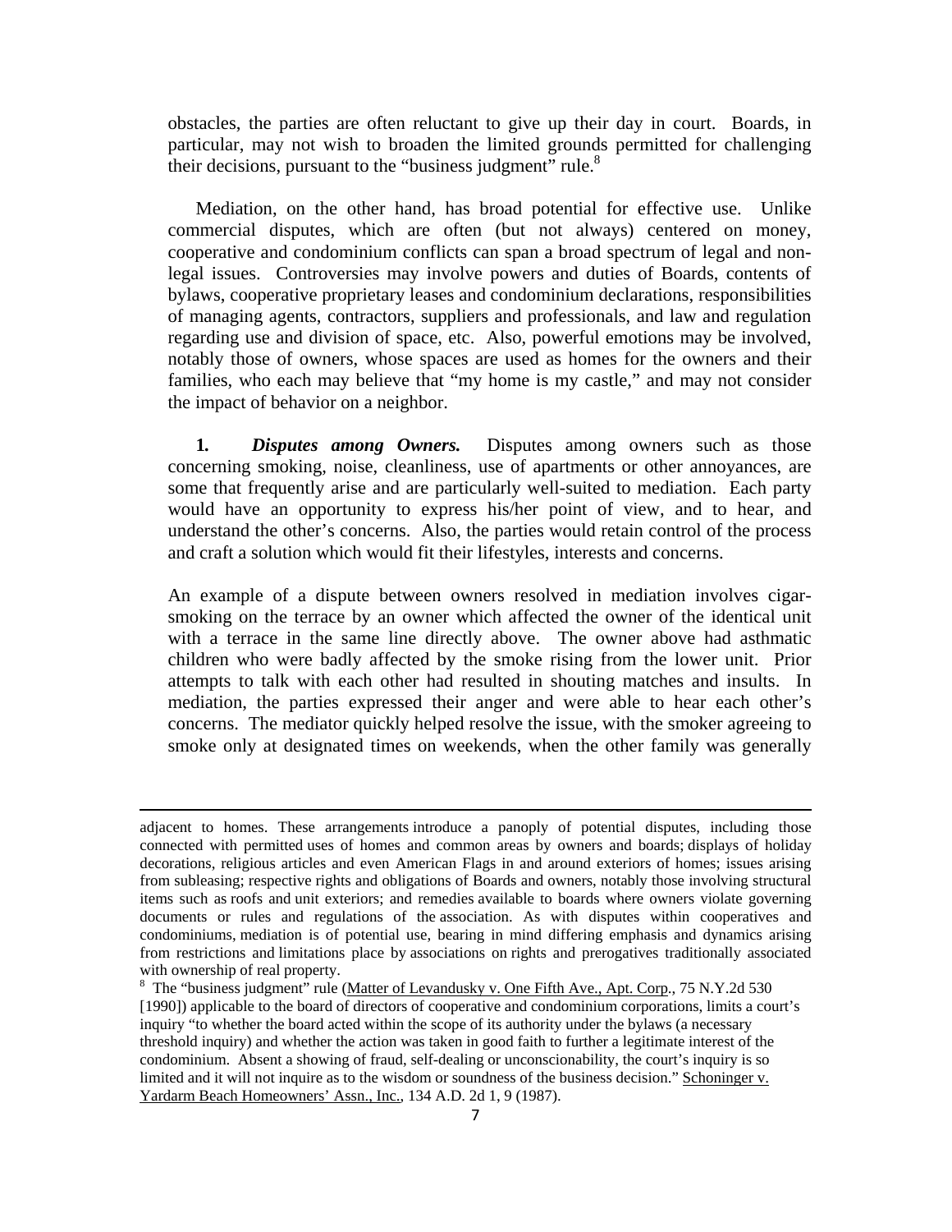obstacles, the parties are often reluctant to give up their day in court. Boards, in particular, may not wish to broaden the limited grounds permitted for challenging their decisions, pursuant to the "business judgment" rule.[8]

Mediation, on the other hand, has broad potential for effective use. Unlike commercial disputes, which are often (but not always) centered on money, cooperative and condominium conflicts can span a broad spectrum of legal and non-legal issues. Controversies may involve powers and duties of Boards, contents of bylaws, cooperative proprietary leases and condominium declarations, responsibilities of managing agents, contractors, suppliers and professionals, and law and regulation regarding use and division of space, etc. Also, powerful emotions may be involved, notably those of owners, whose spaces are used as homes for the owners and their families, who each may believe that "my home is my castle," and may not consider the impact of behavior on a neighbor.

**1.** ***Disputes among Owners.*** Disputes among owners such as those concerning smoking, noise, cleanliness, use of apartments or other annoyances, are some that frequently arise and are particularly well-suited to mediation. Each party would have an opportunity to express his/her point of view, and to hear, and understand the other's concerns. Also, the parties would retain control of the process and craft a solution which would fit their lifestyles, interests and concerns.

An example of a dispute between owners resolved in mediation involves cigar-smoking on the terrace by an owner which affected the owner of the identical unit with a terrace in the same line directly above. The owner above had asthmatic children who were badly affected by the smoke rising from the lower unit. Prior attempts to talk with each other had resulted in shouting matches and insults. In mediation, the parties expressed their anger and were able to hear each other's concerns. The mediator quickly helped resolve the issue, with the smoker agreeing to smoke only at designated times on weekends, when the other family was generally

---

adjacent to homes. These arrangements introduce a panoply of potential disputes, including those connected with permitted uses of homes and common areas by owners and boards; displays of holiday decorations, religious articles and even American Flags in and around exteriors of homes; issues arising from subleasing; respective rights and obligations of Boards and owners, notably those involving structural items such as roofs and unit exteriors; and remedies available to boards where owners violate governing documents or rules and regulations of the association. As with disputes within cooperatives and condominiums, mediation is of potential use, bearing in mind differing emphasis and dynamics arising from restrictions and limitations place by associations on rights and prerogatives traditionally associated with ownership of real property.

[8] The "business judgment" rule (Matter of Levandusky v. One Fifth Ave., Apt. Corp., 75 N.Y.2d 530 [1990]) applicable to the board of directors of cooperative and condominium corporations, limits a court's inquiry "to whether the board acted within the scope of its authority under the bylaws (a necessary threshold inquiry) and whether the action was taken in good faith to further a legitimate interest of the condominium. Absent a showing of fraud, self-dealing or unconscionability, the court's inquiry is so limited and it will not inquire as to the wisdom or soundness of the business decision." Schoninger v. Yardarm Beach Homeowners' Assn., Inc., 134 A.D. 2d 1, 9 (1987).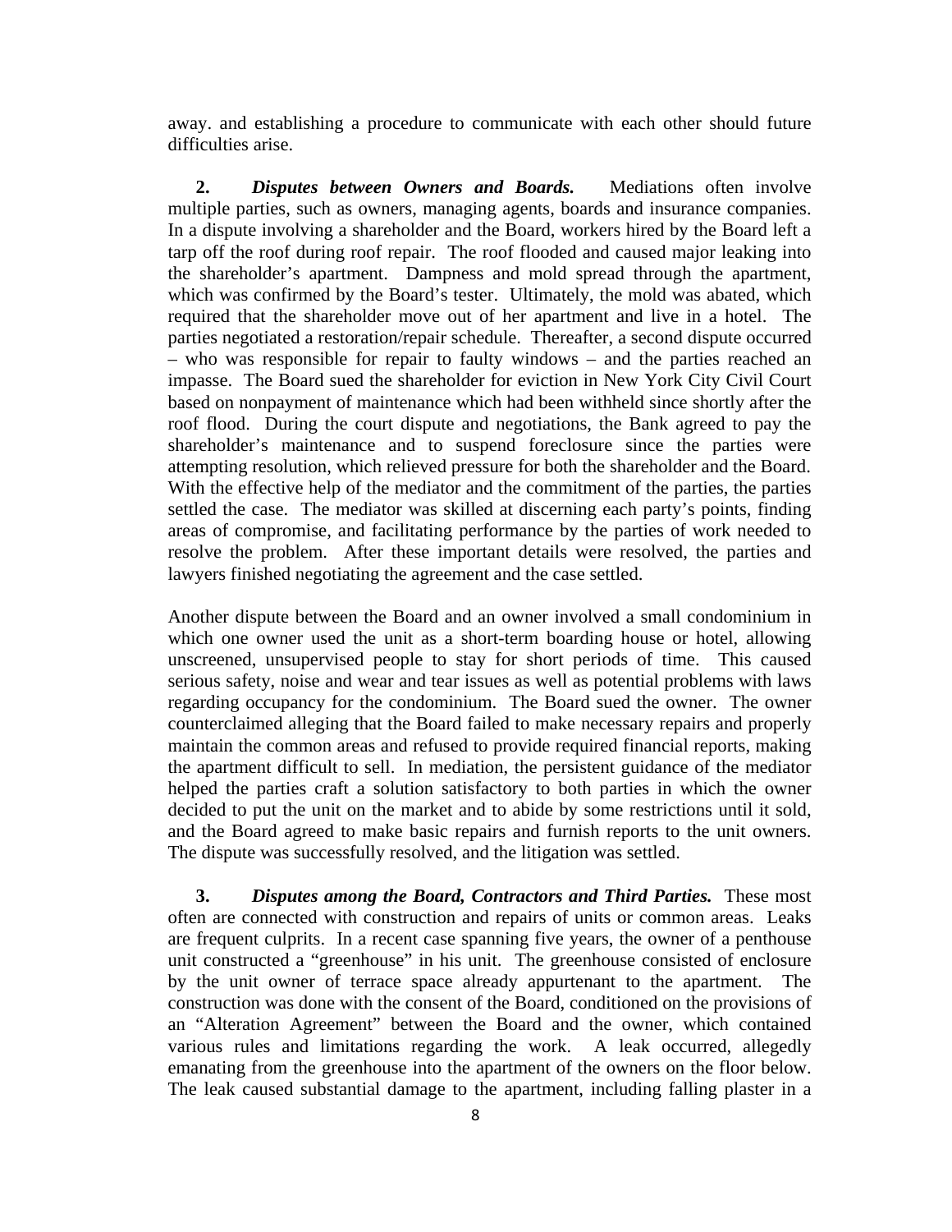away. and establishing a procedure to communicate with each other should future difficulties arise.

**2.** ***Disputes between Owners and Boards.*** Mediations often involve multiple parties, such as owners, managing agents, boards and insurance companies. In a dispute involving a shareholder and the Board, workers hired by the Board left a tarp off the roof during roof repair. The roof flooded and caused major leaking into the shareholder's apartment. Dampness and mold spread through the apartment, which was confirmed by the Board's tester. Ultimately, the mold was abated, which required that the shareholder move out of her apartment and live in a hotel. The parties negotiated a restoration/repair schedule. Thereafter, a second dispute occurred – who was responsible for repair to faulty windows – and the parties reached an impasse. The Board sued the shareholder for eviction in New York City Civil Court based on nonpayment of maintenance which had been withheld since shortly after the roof flood. During the court dispute and negotiations, the Bank agreed to pay the shareholder's maintenance and to suspend foreclosure since the parties were attempting resolution, which relieved pressure for both the shareholder and the Board. With the effective help of the mediator and the commitment of the parties, the parties settled the case. The mediator was skilled at discerning each party's points, finding areas of compromise, and facilitating performance by the parties of work needed to resolve the problem. After these important details were resolved, the parties and lawyers finished negotiating the agreement and the case settled.

Another dispute between the Board and an owner involved a small condominium in which one owner used the unit as a short-term boarding house or hotel, allowing unscreened, unsupervised people to stay for short periods of time. This caused serious safety, noise and wear and tear issues as well as potential problems with laws regarding occupancy for the condominium. The Board sued the owner. The owner counterclaimed alleging that the Board failed to make necessary repairs and properly maintain the common areas and refused to provide required financial reports, making the apartment difficult to sell. In mediation, the persistent guidance of the mediator helped the parties craft a solution satisfactory to both parties in which the owner decided to put the unit on the market and to abide by some restrictions until it sold, and the Board agreed to make basic repairs and furnish reports to the unit owners. The dispute was successfully resolved, and the litigation was settled.

**3.** ***Disputes among the Board, Contractors and Third Parties.*** These most often are connected with construction and repairs of units or common areas. Leaks are frequent culprits. In a recent case spanning five years, the owner of a penthouse unit constructed a "greenhouse" in his unit. The greenhouse consisted of enclosure by the unit owner of terrace space already appurtenant to the apartment. The construction was done with the consent of the Board, conditioned on the provisions of an "Alteration Agreement" between the Board and the owner, which contained various rules and limitations regarding the work. A leak occurred, allegedly emanating from the greenhouse into the apartment of the owners on the floor below. The leak caused substantial damage to the apartment, including falling plaster in a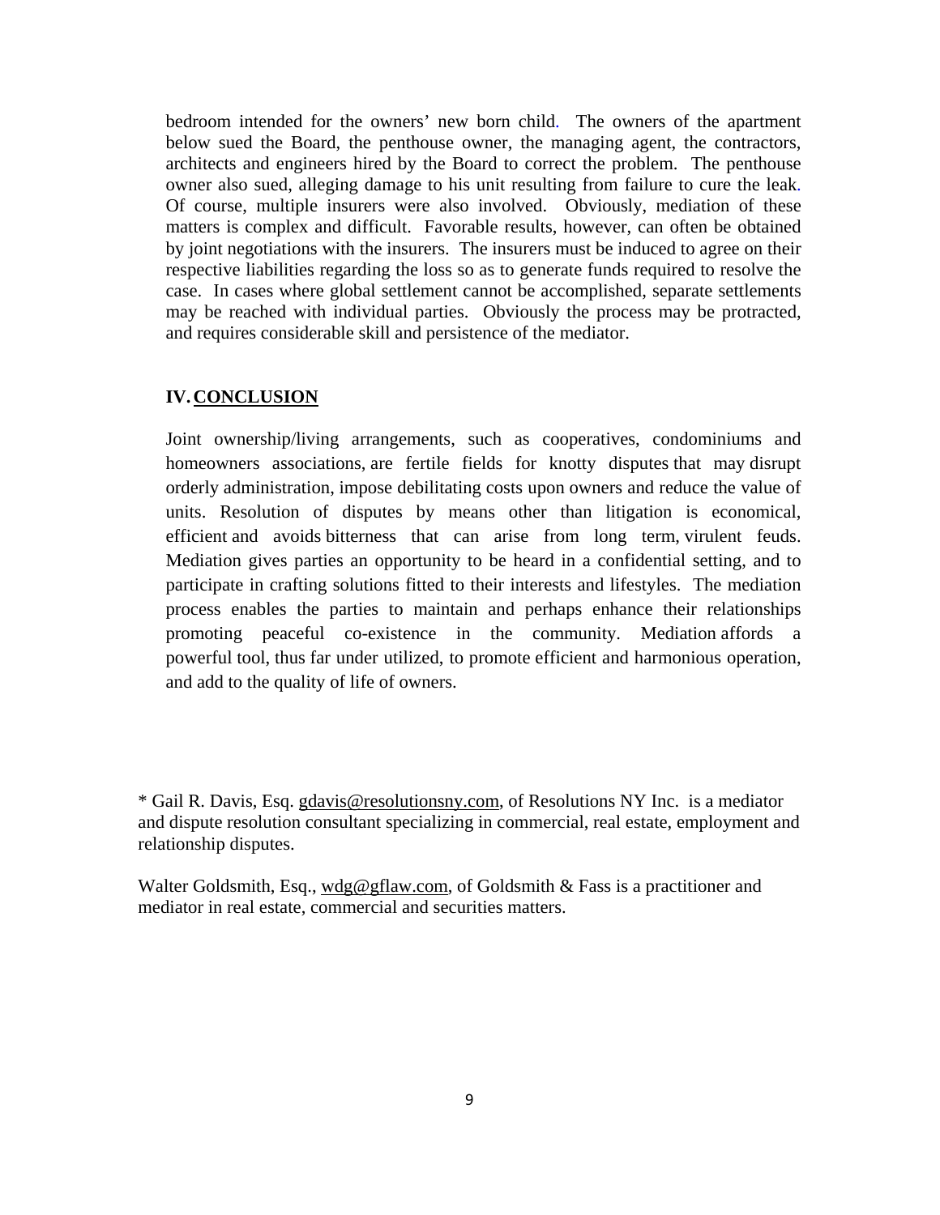bedroom intended for the owners' new born child. The owners of the apartment below sued the Board, the penthouse owner, the managing agent, the contractors, architects and engineers hired by the Board to correct the problem. The penthouse owner also sued, alleging damage to his unit resulting from failure to cure the leak. Of course, multiple insurers were also involved. Obviously, mediation of these matters is complex and difficult. Favorable results, however, can often be obtained by joint negotiations with the insurers. The insurers must be induced to agree on their respective liabilities regarding the loss so as to generate funds required to resolve the case. In cases where global settlement cannot be accomplished, separate settlements may be reached with individual parties. Obviously the process may be protracted, and requires considerable skill and persistence of the mediator.

## IV. CONCLUSION

Joint ownership/living arrangements, such as cooperatives, condominiums and homeowners associations, are fertile fields for knotty disputes that may disrupt orderly administration, impose debilitating costs upon owners and reduce the value of units. Resolution of disputes by means other than litigation is economical, efficient and avoids bitterness that can arise from long term, virulent feuds. Mediation gives parties an opportunity to be heard in a confidential setting, and to participate in crafting solutions fitted to their interests and lifestyles. The mediation process enables the parties to maintain and perhaps enhance their relationships promoting peaceful co-existence in the community. Mediation affords a powerful tool, thus far under utilized, to promote efficient and harmonious operation, and add to the quality of life of owners.

* Gail R. Davis, Esq. gdavis@resolutionsny.com, of Resolutions NY Inc. is a mediator and dispute resolution consultant specializing in commercial, real estate, employment and relationship disputes.

Walter Goldsmith, Esq., wdg@gflaw.com, of Goldsmith & Fass is a practitioner and mediator in real estate, commercial and securities matters.